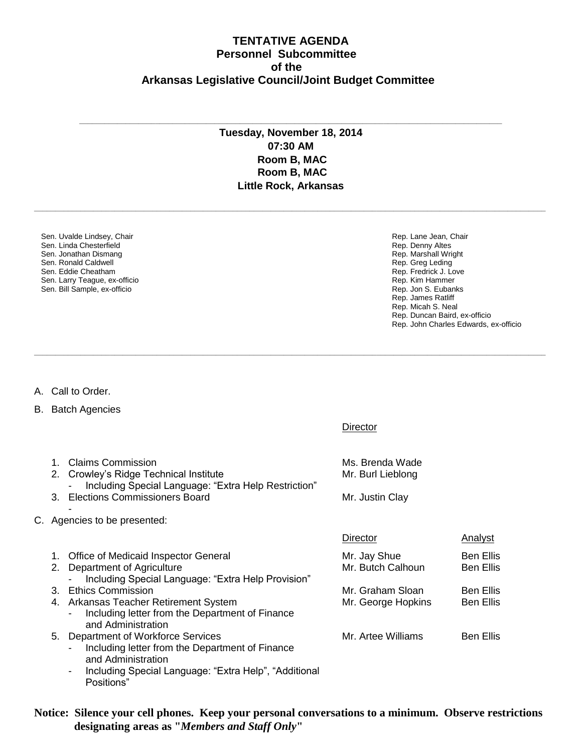# TENTATIVE AGENDA
## Personnel Subcommittee
## of the
## Arkansas Legislative Council/Joint Budget Committee

---

**Tuesday, November 18, 2014**
**07:30 AM**
**Room B, MAC**
**Room B, MAC**
**Little Rock, Arkansas**

---

Sen. Uvalde Lindsey, Chair
Sen. Linda Chesterfield
Sen. Jonathan Dismang
Sen. Ronald Caldwell
Sen. Eddie Cheatham
Sen. Larry Teague, ex-officio
Sen. Bill Sample, ex-officio

Rep. Lane Jean, Chair
Rep. Denny Altes
Rep. Marshall Wright
Rep. Greg Leding
Rep. Fredrick J. Love
Rep. Kim Hammer
Rep. Jon S. Eubanks
Rep. James Ratliff
Rep. Micah S. Neal
Rep. Duncan Baird, ex-officio
Rep. John Charles Edwards, ex-officio

---

A. Call to Order.

B. Batch Agencies

| | Director |
|---|---|
| 1. Claims Commission | Ms. Brenda Wade |
| 2. Crowley's Ridge Technical Institute<br>- Including Special Language: "Extra Help Restriction" | Mr. Burl Lieblong |
| 3. Elections Commissioners Board<br>- | Mr. Justin Clay |

C. Agencies to be presented:

| | Director | Analyst |
|---|---|---|
| 1. Office of Medicaid Inspector General | Mr. Jay Shue | Ben Ellis |
| 2. Department of Agriculture<br>- Including Special Language: "Extra Help Provision" | Mr. Butch Calhoun | Ben Ellis |
| 3. Ethics Commission | Mr. Graham Sloan | Ben Ellis |
| 4. Arkansas Teacher Retirement System<br>- Including letter from the Department of Finance and Administration | Mr. George Hopkins | Ben Ellis |
| 5. Department of Workforce Services<br>- Including letter from the Department of Finance and Administration<br>- Including Special Language: "Extra Help", "Additional Positions" | Mr. Artee Williams | Ben Ellis |

**Notice: Silence your cell phones. Keep your personal conversations to a minimum. Observe restrictions designating areas as "*Members and Staff Only*"**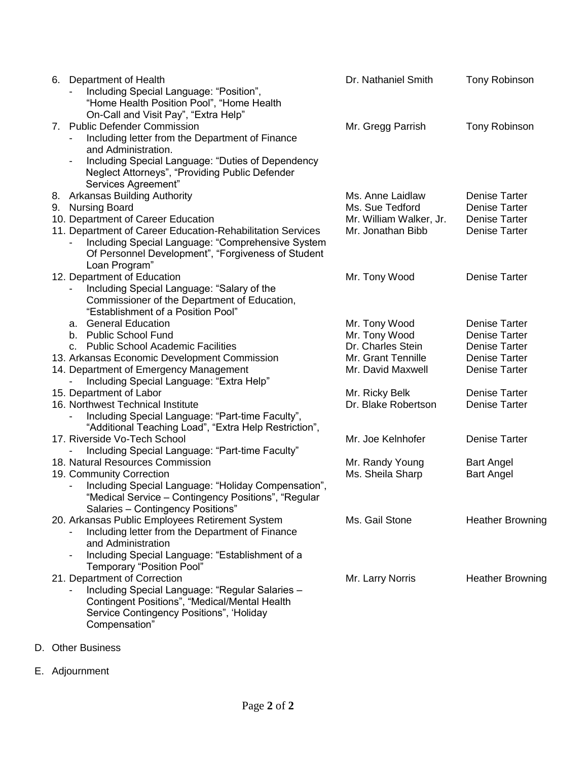| | | |
|---|---|---|
| 6. Department of Health<br>- Including Special Language: "Position", "Home Health Position Pool", "Home Health On-Call and Visit Pay", "Extra Help" | Dr. Nathaniel Smith | Tony Robinson |
| 7. Public Defender Commission<br>- Including letter from the Department of Finance and Administration.<br>- Including Special Language: "Duties of Dependency Neglect Attorneys", "Providing Public Defender Services Agreement" | Mr. Gregg Parrish | Tony Robinson |
| 8. Arkansas Building Authority | Ms. Anne Laidlaw | Denise Tarter |
| 9. Nursing Board | Ms. Sue Tedford | Denise Tarter |
| 10. Department of Career Education | Mr. William Walker, Jr. | Denise Tarter |
| 11. Department of Career Education-Rehabilitation Services<br>- Including Special Language: "Comprehensive System Of Personnel Development", "Forgiveness of Student Loan Program" | Mr. Jonathan Bibb | Denise Tarter |
| 12. Department of Education<br>- Including Special Language: "Salary of the Commissioner of the Department of Education, "Establishment of a Position Pool" | Mr. Tony Wood | Denise Tarter |
| a. General Education | Mr. Tony Wood | Denise Tarter |
| b. Public School Fund | Mr. Tony Wood | Denise Tarter |
| c. Public School Academic Facilities | Dr. Charles Stein | Denise Tarter |
| 13. Arkansas Economic Development Commission | Mr. Grant Tennille | Denise Tarter |
| 14. Department of Emergency Management<br>- Including Special Language: "Extra Help" | Mr. David Maxwell | Denise Tarter |
| 15. Department of Labor | Mr. Ricky Belk | Denise Tarter |
| 16. Northwest Technical Institute<br>- Including Special Language: "Part-time Faculty", "Additional Teaching Load", "Extra Help Restriction", | Dr. Blake Robertson | Denise Tarter |
| 17. Riverside Vo-Tech School<br>- Including Special Language: "Part-time Faculty" | Mr. Joe Kelnhofer | Denise Tarter |
| 18. Natural Resources Commission | Mr. Randy Young | Bart Angel |
| 19. Community Correction<br>- Including Special Language: "Holiday Compensation", "Medical Service – Contingency Positions", "Regular Salaries – Contingency Positions" | Ms. Sheila Sharp | Bart Angel |
| 20. Arkansas Public Employees Retirement System<br>- Including letter from the Department of Finance and Administration<br>- Including Special Language: "Establishment of a Temporary "Position Pool" | Ms. Gail Stone | Heather Browning |
| 21. Department of Correction<br>- Including Special Language: "Regular Salaries – Contingent Positions", "Medical/Mental Health Service Contingency Positions", 'Holiday Compensation" | Mr. Larry Norris | Heather Browning |

D. Other Business

E. Adjournment